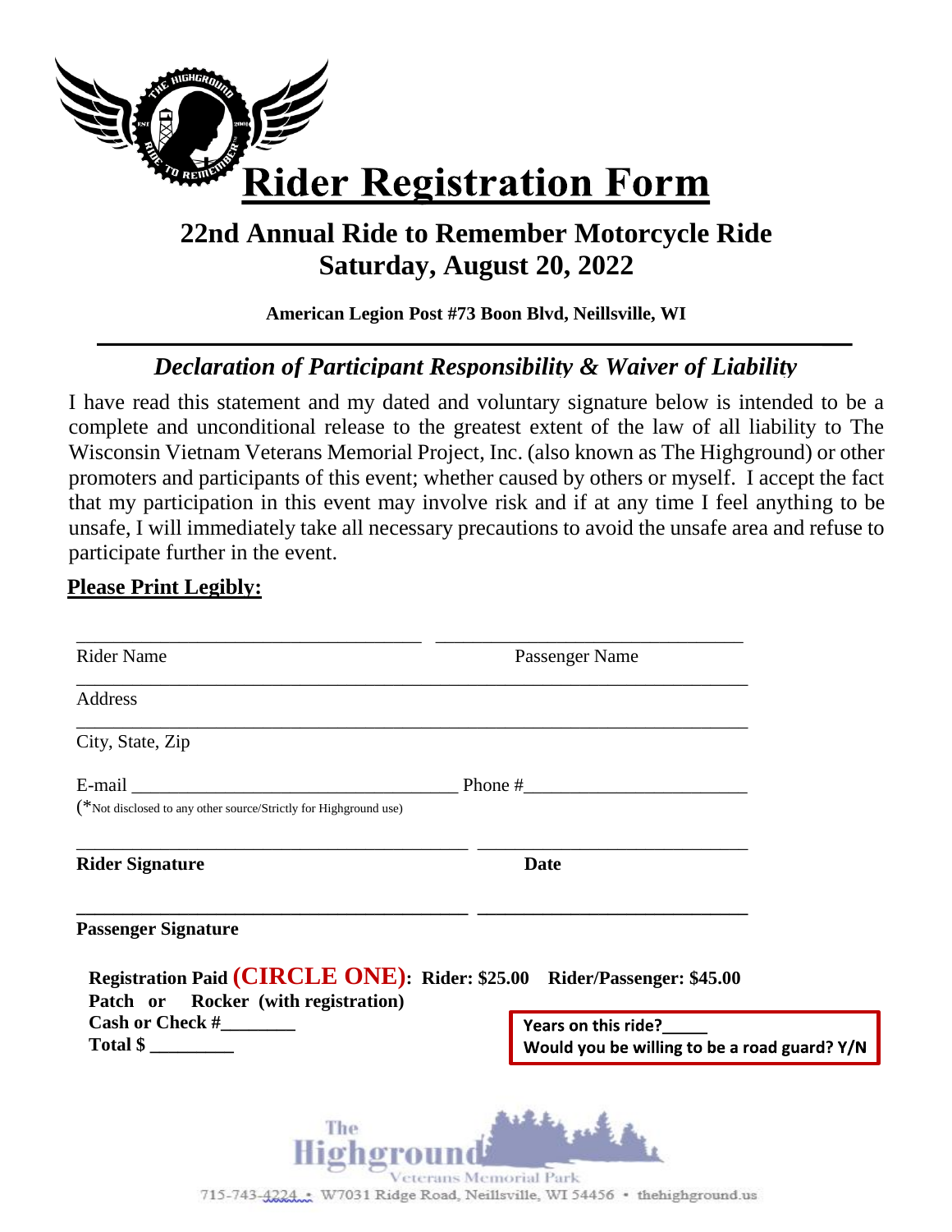# Rider Registration Form

## 22nd Annual Ride to Remember Motorcycle Ride
## Saturday, August 20, 2022

**American Legion Post #73 Boon Blvd, Neillsville, WI**

---

### *Declaration of Participant Responsibility & Waiver of Liability*

I have read this statement and my dated and voluntary signature below is intended to be a complete and unconditional release to the greatest extent of the law of all liability to The Wisconsin Vietnam Veterans Memorial Project, Inc. (also known as The Highground) or other promoters and participants of this event; whether caused by others or myself. I accept the fact that my participation in this event may involve risk and if at any time I feel anything to be unsafe, I will immediately take all necessary precautions to avoid the unsafe area and refuse to participate further in the event.

**Please Print Legibly:**

___________________________________ ________________________________
Rider Name Passenger Name

______________________________________________________________________
Address

______________________________________________________________________
City, State, Zip

E-mail ___________________________________ Phone #_______________________
(*Not disclosed to any other source/Strictly for Highground use)

________________________________________ ____________________________
**Rider Signature** **Date**

________________________________________ ____________________________
**Passenger Signature**

**Registration Paid (CIRCLE ONE): Rider: $25.00 Rider/Passenger: $45.00**
**Patch or Rocker (with registration)**
**Cash or Check #________**
**Total $ _________**

**Years on this ride?_____**
**Would you be willing to be a road guard? Y/N**

The Highground Veterans Memorial Park
715-743-4224 • W7031 Ridge Road, Neillsville, WI 54456 • thehighground.us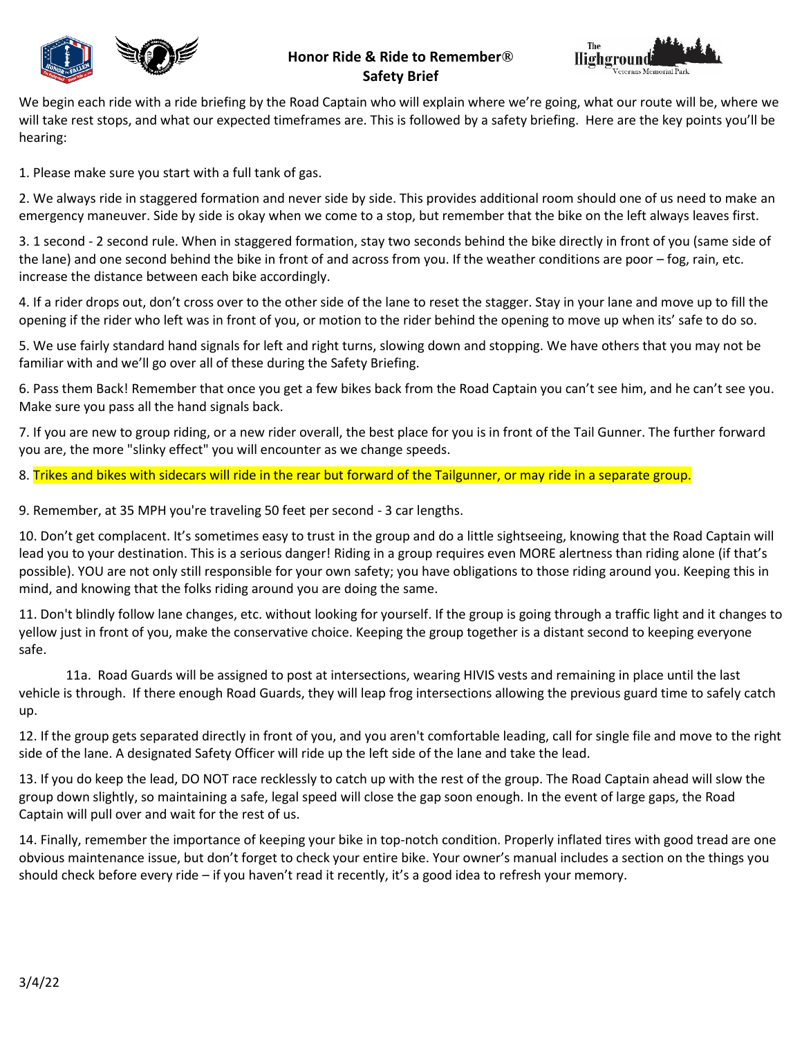# Honor Ride & Ride to Remember® Safety Brief

We begin each ride with a ride briefing by the Road Captain who will explain where we're going, what our route will be, where we will take rest stops, and what our expected timeframes are. This is followed by a safety briefing. Here are the key points you'll be hearing:

1. Please make sure you start with a full tank of gas.

2. We always ride in staggered formation and never side by side. This provides additional room should one of us need to make an emergency maneuver. Side by side is okay when we come to a stop, but remember that the bike on the left always leaves first.

3. 1 second - 2 second rule. When in staggered formation, stay two seconds behind the bike directly in front of you (same side of the lane) and one second behind the bike in front of and across from you. If the weather conditions are poor – fog, rain, etc. increase the distance between each bike accordingly.

4. If a rider drops out, don't cross over to the other side of the lane to reset the stagger. Stay in your lane and move up to fill the opening if the rider who left was in front of you, or motion to the rider behind the opening to move up when its' safe to do so.

5. We use fairly standard hand signals for left and right turns, slowing down and stopping. We have others that you may not be familiar with and we'll go over all of these during the Safety Briefing.

6. Pass them Back! Remember that once you get a few bikes back from the Road Captain you can't see him, and he can't see you. Make sure you pass all the hand signals back.

7. If you are new to group riding, or a new rider overall, the best place for you is in front of the Tail Gunner. The further forward you are, the more "slinky effect" you will encounter as we change speeds.

8. Trikes and bikes with sidecars will ride in the rear but forward of the Tailgunner, or may ride in a separate group.

9. Remember, at 35 MPH you're traveling 50 feet per second - 3 car lengths.

10. Don't get complacent. It's sometimes easy to trust in the group and do a little sightseeing, knowing that the Road Captain will lead you to your destination. This is a serious danger! Riding in a group requires even MORE alertness than riding alone (if that's possible). YOU are not only still responsible for your own safety; you have obligations to those riding around you. Keeping this in mind, and knowing that the folks riding around you are doing the same.

11. Don't blindly follow lane changes, etc. without looking for yourself. If the group is going through a traffic light and it changes to yellow just in front of you, make the conservative choice. Keeping the group together is a distant second to keeping everyone safe.

 11a. Road Guards will be assigned to post at intersections, wearing HIVIS vests and remaining in place until the last vehicle is through. If there enough Road Guards, they will leap frog intersections allowing the previous guard time to safely catch up.

12. If the group gets separated directly in front of you, and you aren't comfortable leading, call for single file and move to the right side of the lane. A designated Safety Officer will ride up the left side of the lane and take the lead.

13. If you do keep the lead, DO NOT race recklessly to catch up with the rest of the group. The Road Captain ahead will slow the group down slightly, so maintaining a safe, legal speed will close the gap soon enough. In the event of large gaps, the Road Captain will pull over and wait for the rest of us.

14. Finally, remember the importance of keeping your bike in top-notch condition. Properly inflated tires with good tread are one obvious maintenance issue, but don't forget to check your entire bike. Your owner's manual includes a section on the things you should check before every ride – if you haven't read it recently, it's a good idea to refresh your memory.

3/4/22